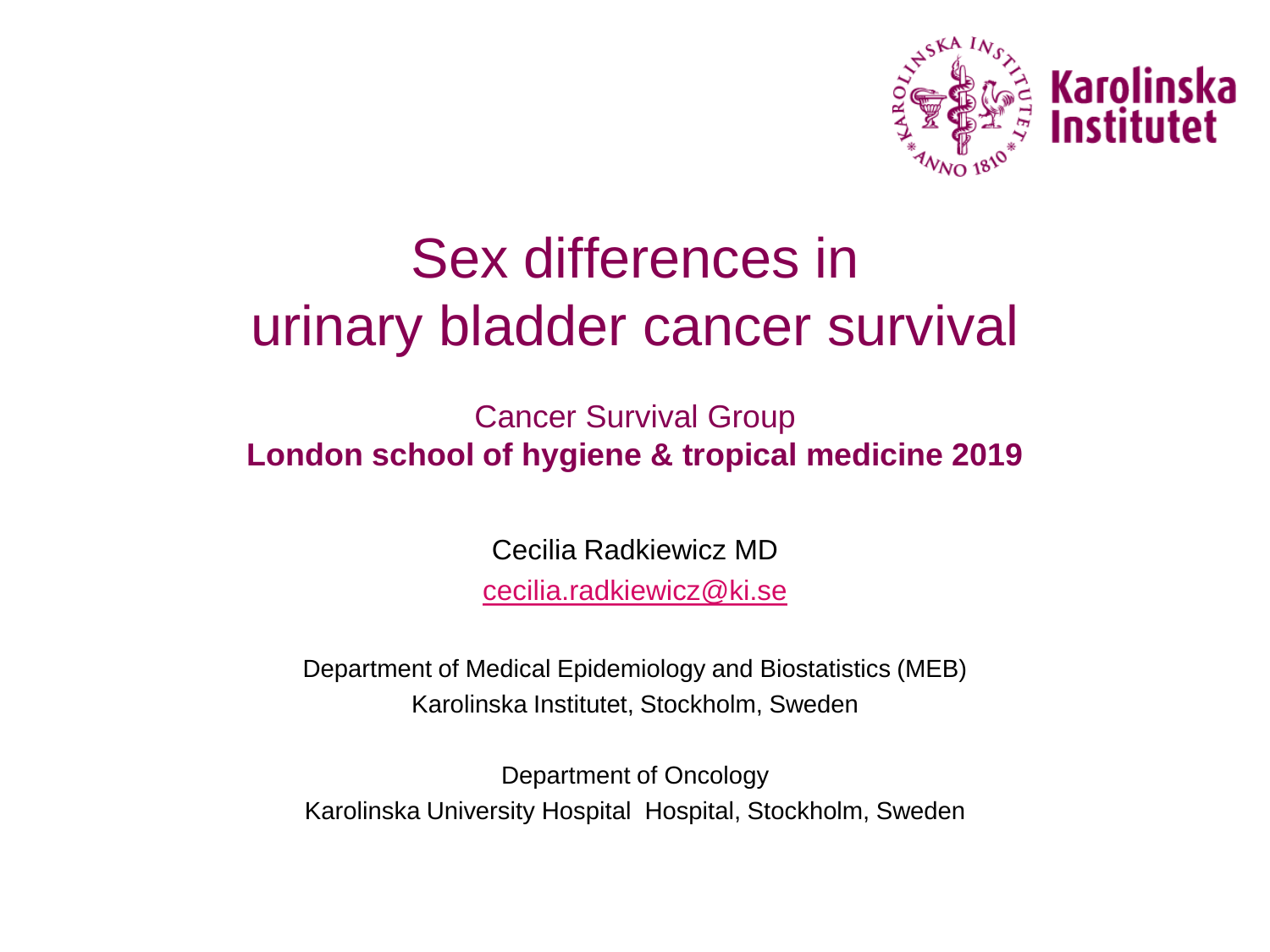Karolinska Institutet

# Sex differences in urinary bladder cancer survival

Cancer Survival Group

**London school of hygiene & tropical medicine 2019**

Cecilia Radkiewicz MD

cecilia.radkiewicz@ki.se

Department of Medical Epidemiology and Biostatistics (MEB)
Karolinska Institutet, Stockholm, Sweden

Department of Oncology
Karolinska University Hospital Hospital, Stockholm, Sweden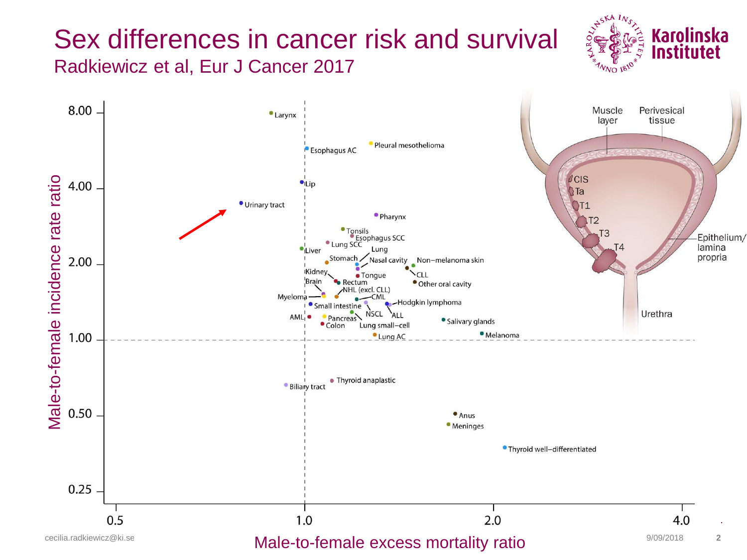# Sex differences in cancer risk and survival

Radkiewicz et al, Eur J Cancer 2017

Male-to-female incidence rate ratio

8.00

4.00

2.00

1.00

0.50

0.25

Larynx

Esophagus AC

Pleural mesothelioma

Lip

Urinary tract

Pharynx

Tonsils

Esophagus SCC

Lung SCC

Liver

Lung

Stomach

Nasal cavity

Non–melanoma skin

Kidney

Tongue

CLL

Brain

Rectum

Other oral cavity

NHL (excl. CLL)

Myeloma

CML

Small intestine

Hodgkin lymphoma

NSCL

ALL

AML

Pancreas

Salivary glands

Colon

Lung small–cell

Melanoma

Lung AC

Thyroid anaplastic

Biliary tract

Anus

Meninges

Thyroid well–differentiated

0.5

1.0

2.0

4.0

Male-to-female excess mortality ratio

Muscle layer

Perivesical tissue

CIS

Ta

T1

T2

T3

T4

Epithelium/lamina propria

Urethra

cecilia.radkiewicz@ki.se

9/09/2018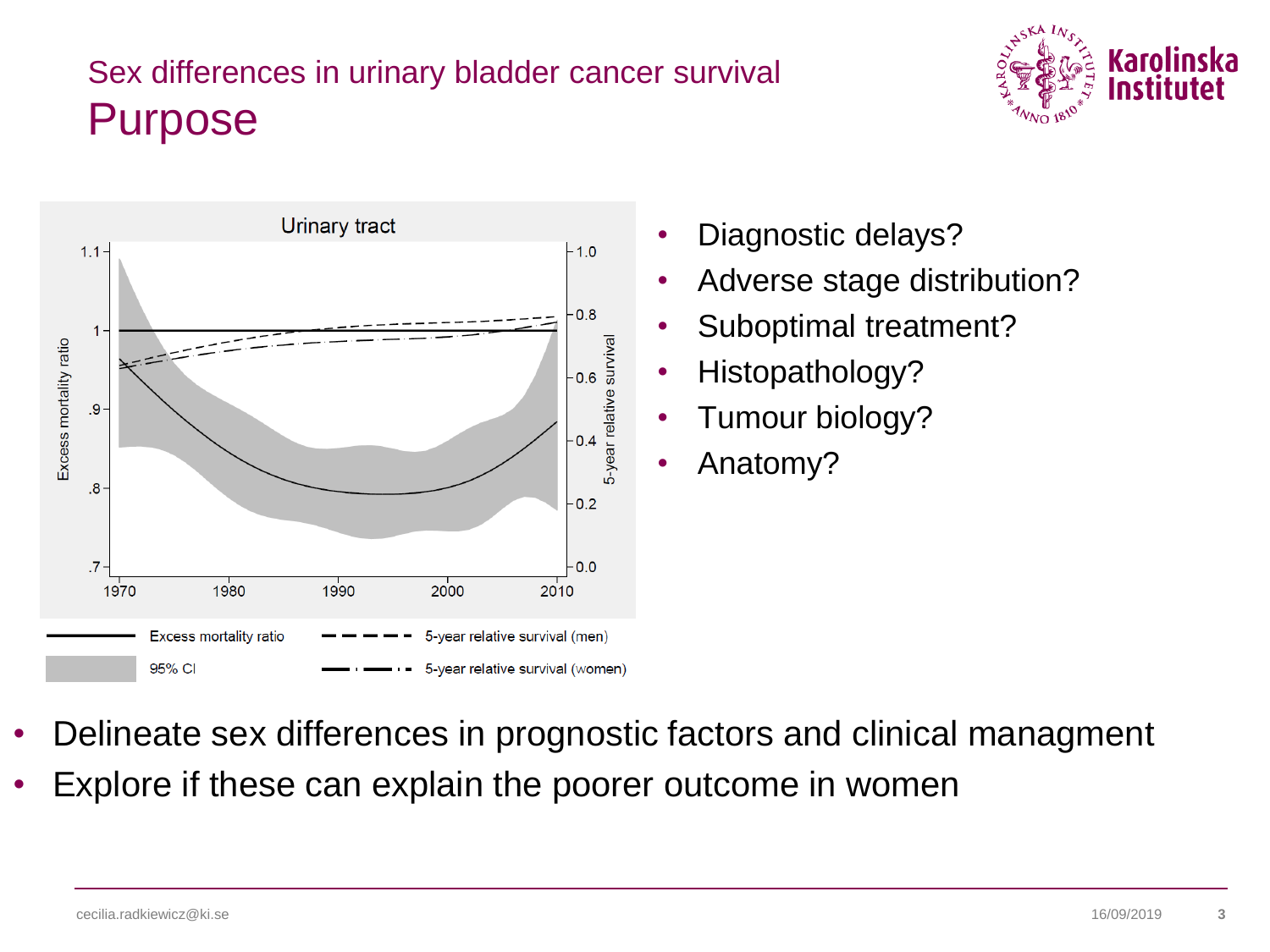## Sex differences in urinary bladder cancer survival

# Purpose

- Diagnostic delays?
- Adverse stage distribution?
- Suboptimal treatment?
- Histopathology?
- Tumour biology?
- Anatomy?

- Delineate sex differences in prognostic factors and clinical managment
- Explore if these can explain the poorer outcome in women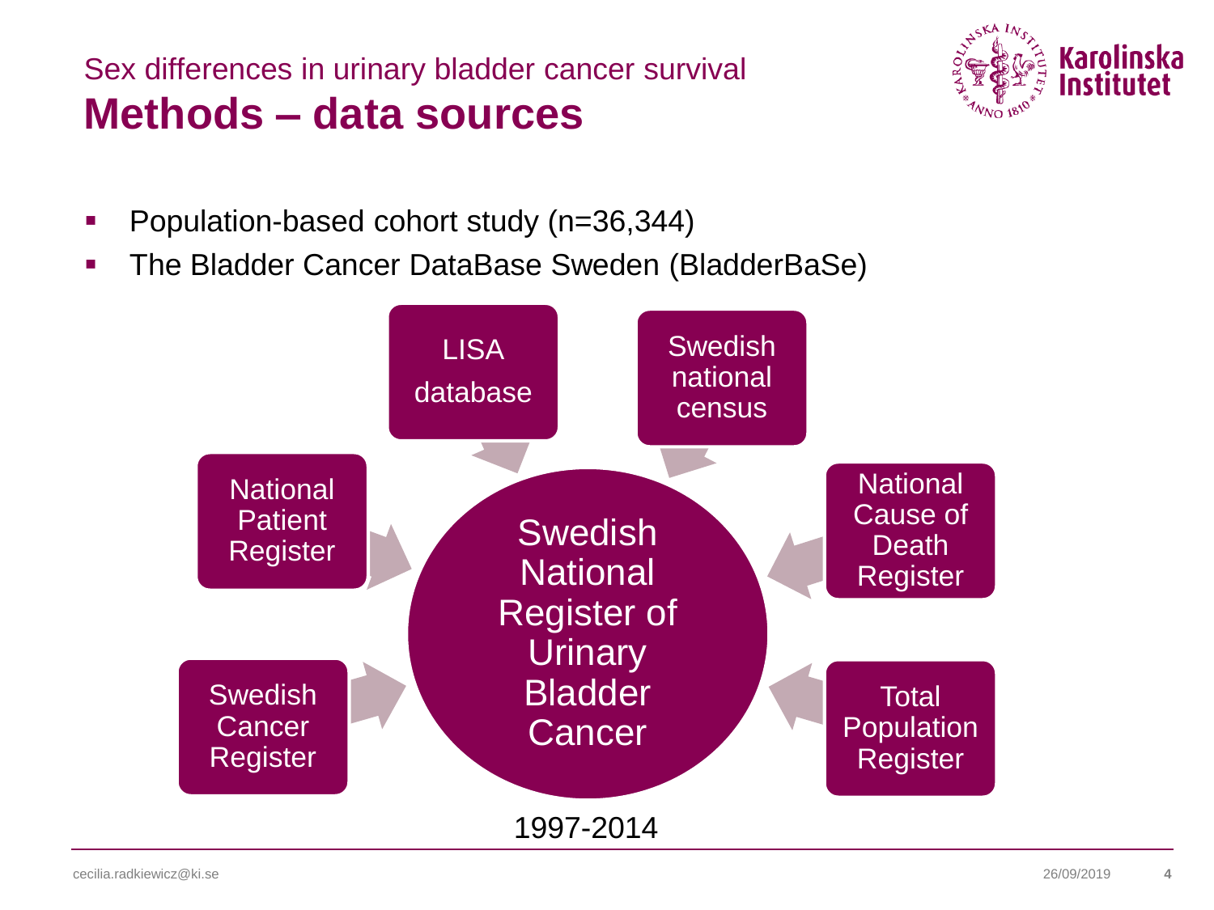Sex differences in urinary bladder cancer survival

# Methods – data sources

- Population-based cohort study (n=36,344)
- The Bladder Cancer DataBase Sweden (BladderBaSe)

LISA database

Swedish national census

National Patient Register

National Cause of Death Register

Swedish Cancer Register

Total Population Register

Swedish National Register of Urinary Bladder Cancer

1997-2014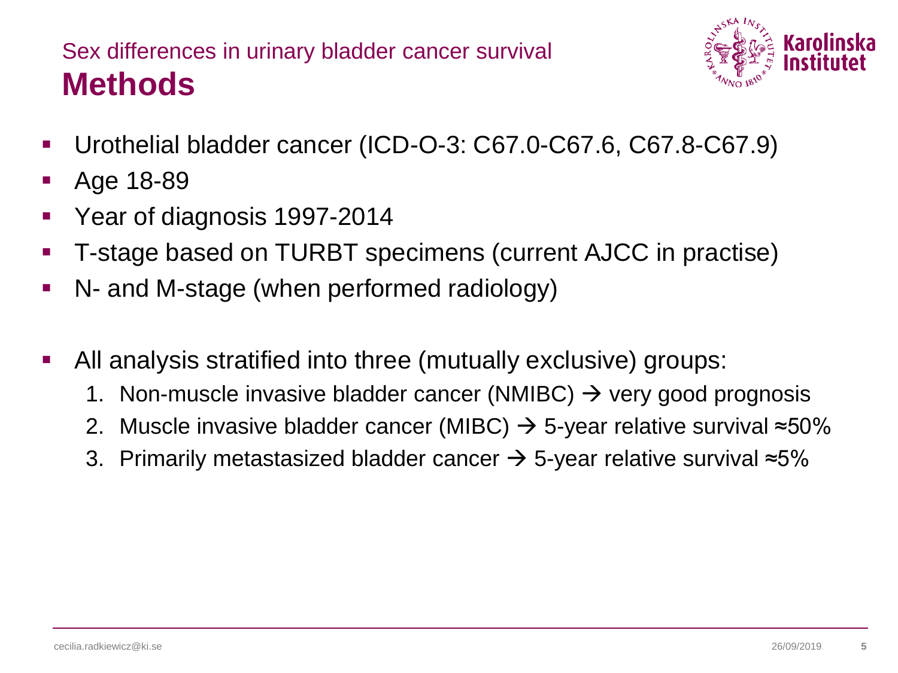Sex differences in urinary bladder cancer survival

# Methods

- Urothelial bladder cancer (ICD-O-3: C67.0-C67.6, C67.8-C67.9)
- Age 18-89
- Year of diagnosis 1997-2014
- T-stage based on TURBT specimens (current AJCC in practise)
- N- and M-stage (when performed radiology)

- All analysis stratified into three (mutually exclusive) groups:
  1. Non-muscle invasive bladder cancer (NMIBC) → very good prognosis
  2. Muscle invasive bladder cancer (MIBC) → 5-year relative survival ≈50%
  3. Primarily metastasized bladder cancer → 5-year relative survival ≈5%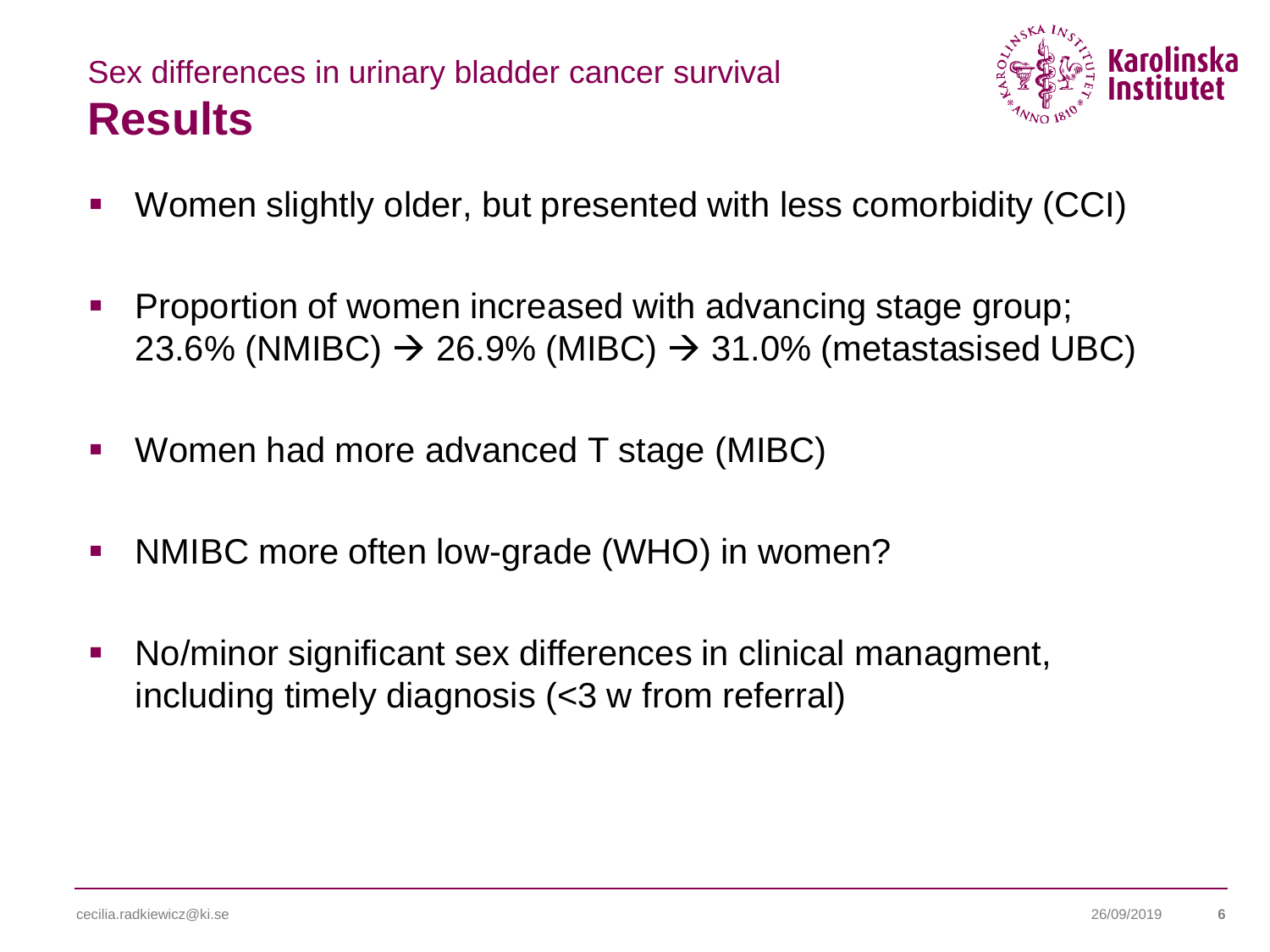Sex differences in urinary bladder cancer survival

# Results

- Women slightly older, but presented with less comorbidity (CCI)
- Proportion of women increased with advancing stage group; 23.6% (NMIBC) → 26.9% (MIBC) → 31.0% (metastasised UBC)
- Women had more advanced T stage (MIBC)
- NMIBC more often low-grade (WHO) in women?
- No/minor significant sex differences in clinical managment, including timely diagnosis (<3 w from referral)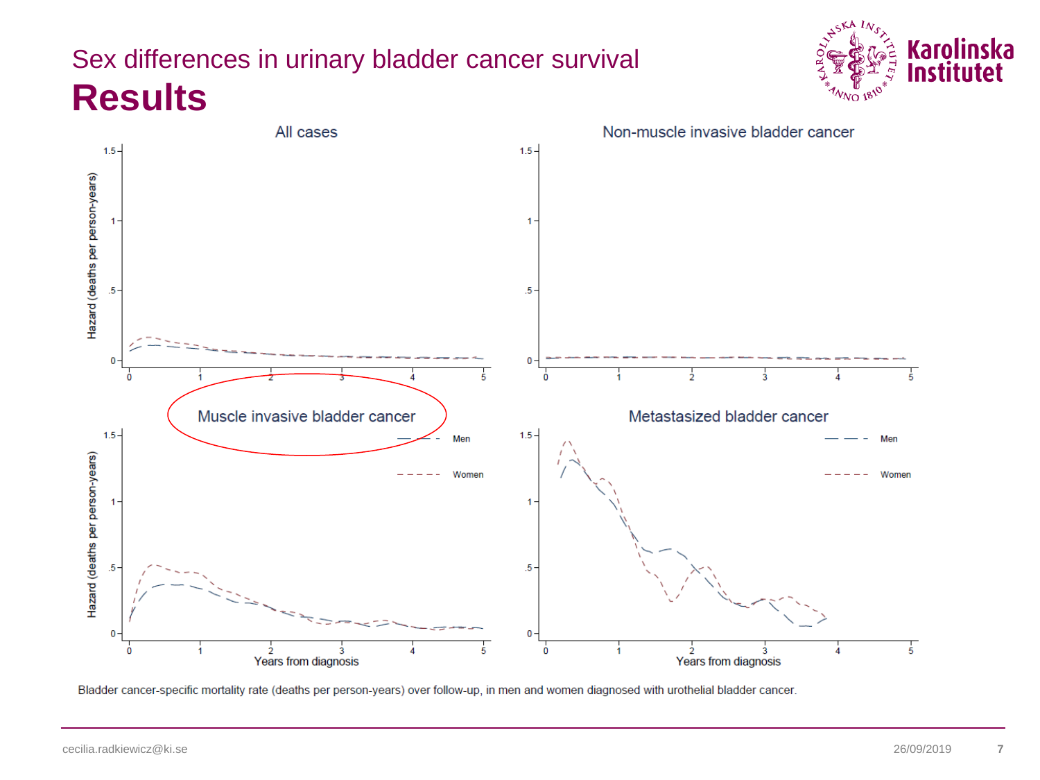Sex differences in urinary bladder cancer survival

# Results

Bladder cancer-specific mortality rate (deaths per person-years) over follow-up, in men and women diagnosed with urothelial bladder cancer.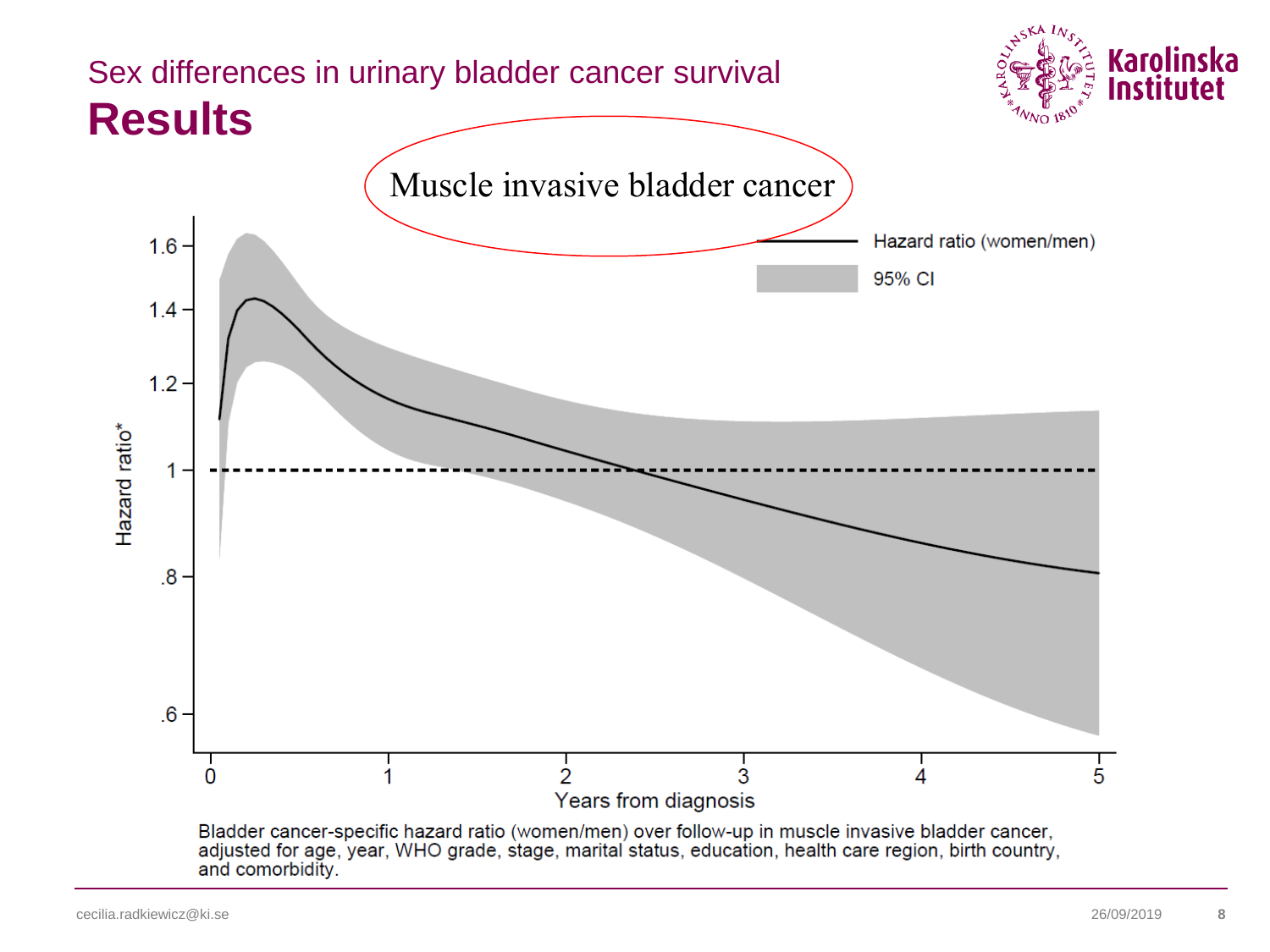## Sex differences in urinary bladder cancer survival

# Results

Muscle invasive bladder cancer

Hazard ratio (women/men)

95% CI

Hazard ratio*

Years from diagnosis

Bladder cancer-specific hazard ratio (women/men) over follow-up in muscle invasive bladder cancer, adjusted for age, year, WHO grade, stage, marital status, education, health care region, birth country, and comorbidity.

cecilia.radkiewicz@ki.se

26/09/2019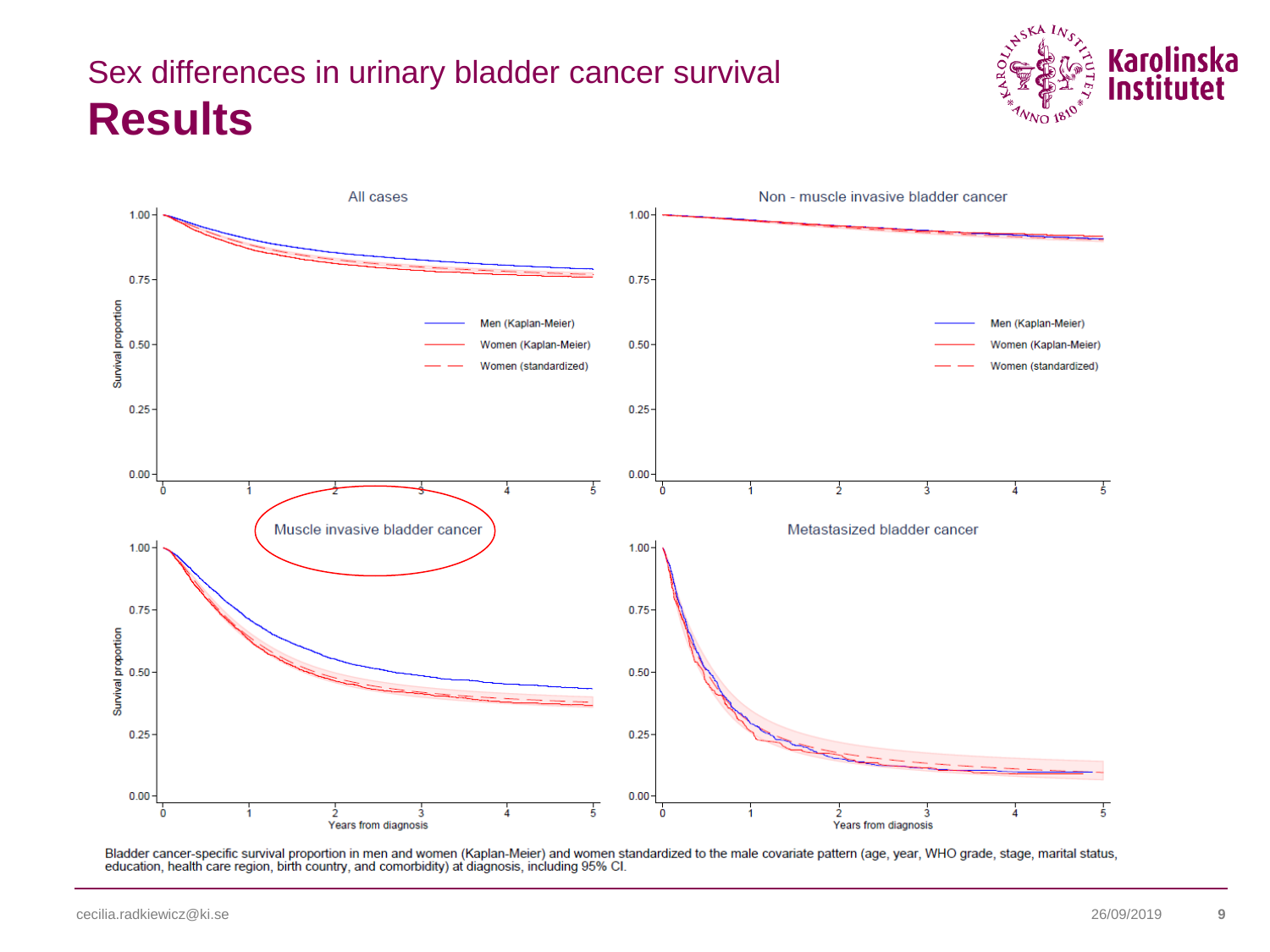Sex differences in urinary bladder cancer survival

# Results

Bladder cancer-specific survival proportion in men and women (Kaplan-Meier) and women standardized to the male covariate pattern (age, year, WHO grade, stage, marital status, education, health care region, birth country, and comorbidity) at diagnosis, including 95% CI.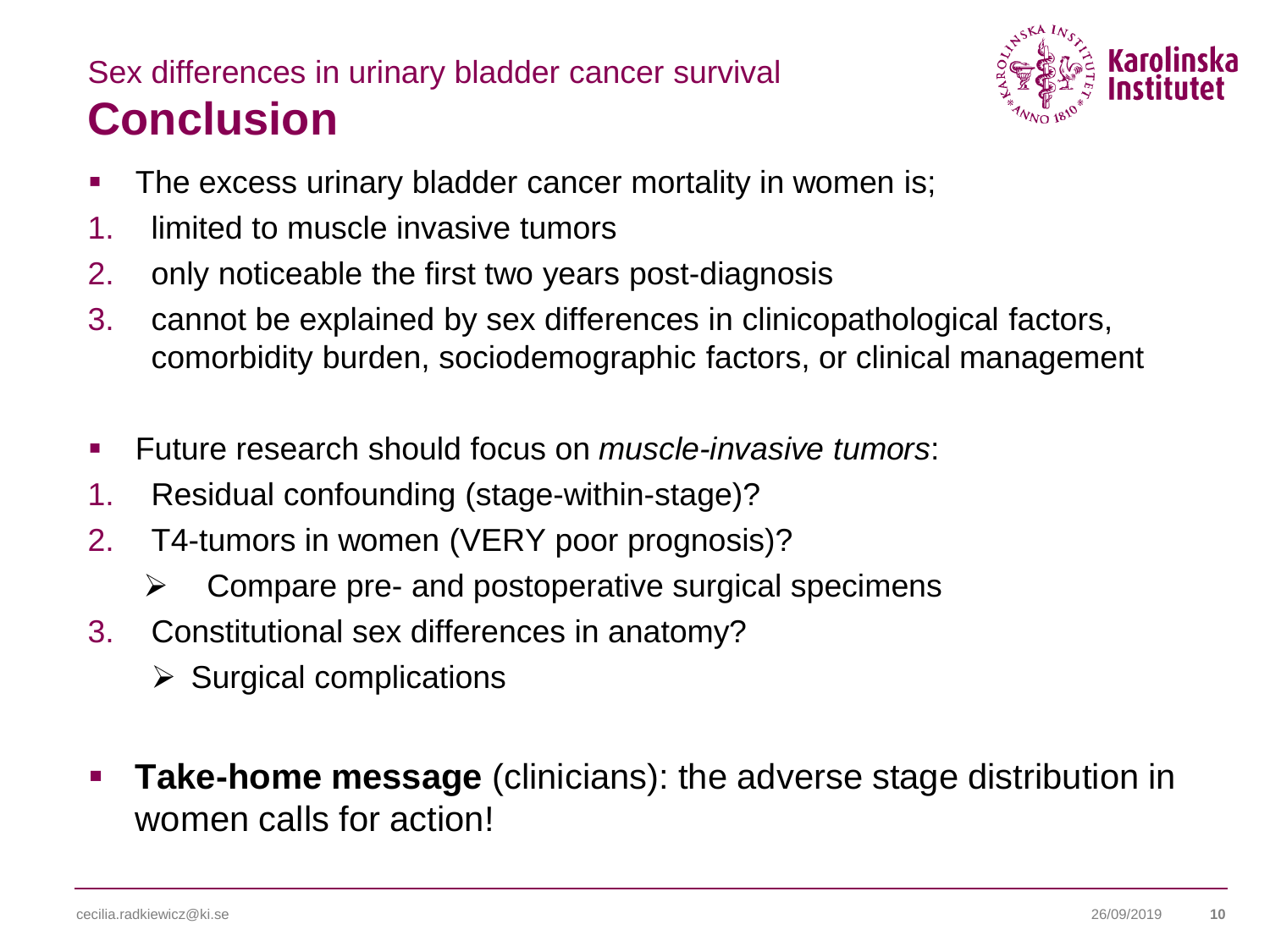Sex differences in urinary bladder cancer survival

# Conclusion

- The excess urinary bladder cancer mortality in women is;

1. limited to muscle invasive tumors
2. only noticeable the first two years post-diagnosis
3. cannot be explained by sex differences in clinicopathological factors, comorbidity burden, sociodemographic factors, or clinical management

- Future research should focus on *muscle-invasive tumors*:

1. Residual confounding (stage-within-stage)?
2. T4-tumors in women (VERY poor prognosis)?
   - Compare pre- and postoperative surgical specimens
3. Constitutional sex differences in anatomy?
   - Surgical complications

- **Take-home message** (clinicians): the adverse stage distribution in women calls for action!

cecilia.radkiewicz@ki.se 26/09/2019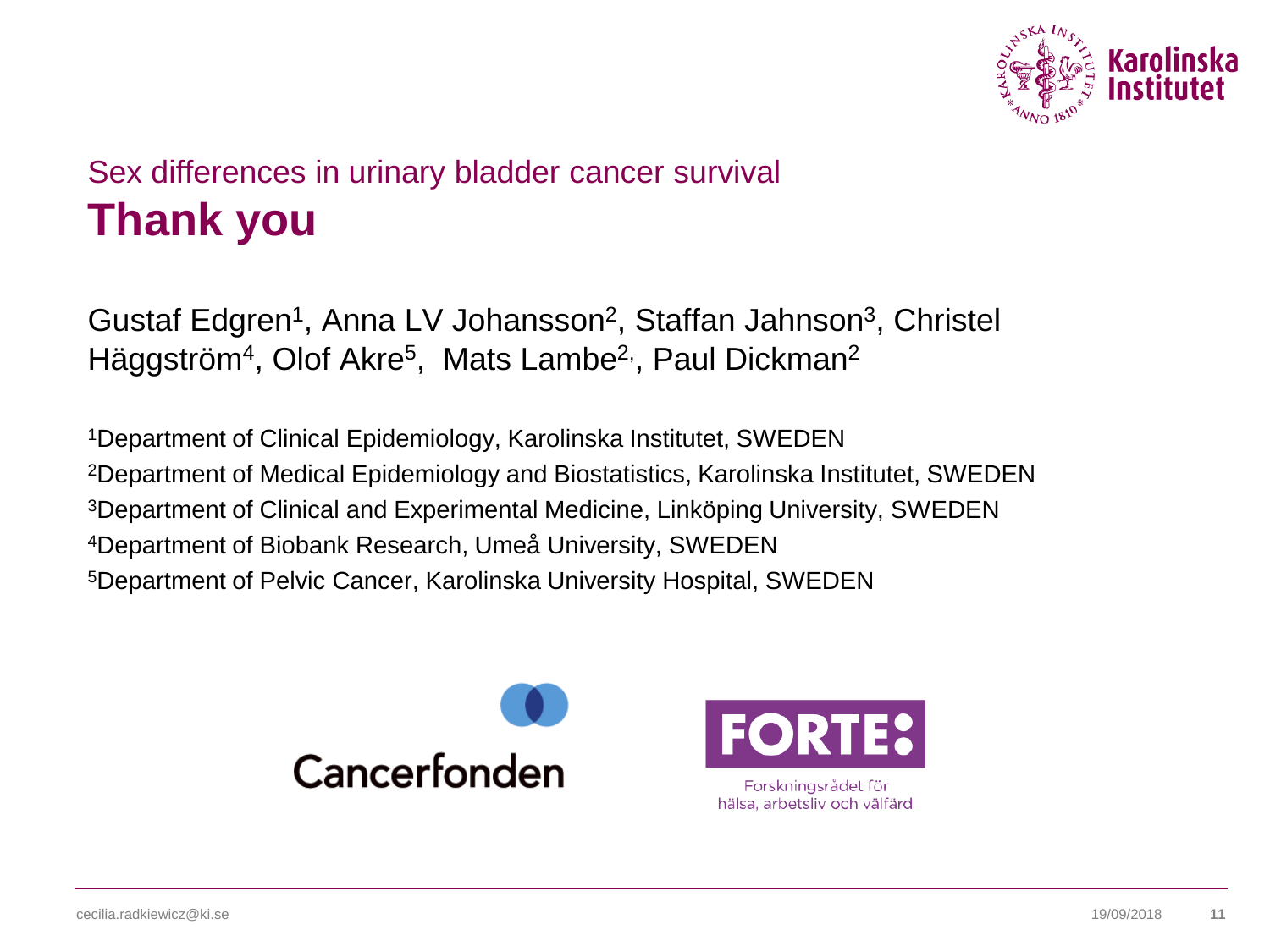Sex differences in urinary bladder cancer survival

# Thank you

Gustaf Edgren[1], Anna LV Johansson[2], Staffan Jahnson[3], Christel Häggström[4], Olof Akre[5], Mats Lambe[2,], Paul Dickman[2]

[1]Department of Clinical Epidemiology, Karolinska Institutet, SWEDEN
[2]Department of Medical Epidemiology and Biostatistics, Karolinska Institutet, SWEDEN
[3]Department of Clinical and Experimental Medicine, Linköping University, SWEDEN
[4]Department of Biobank Research, Umeå University, SWEDEN
[5]Department of Pelvic Cancer, Karolinska University Hospital, SWEDEN

Cancerfonden

FORTE: Forskningsrådet för hälsa, arbetsliv och välfärd

cecilia.radkiewicz@ki.se

19/09/2018